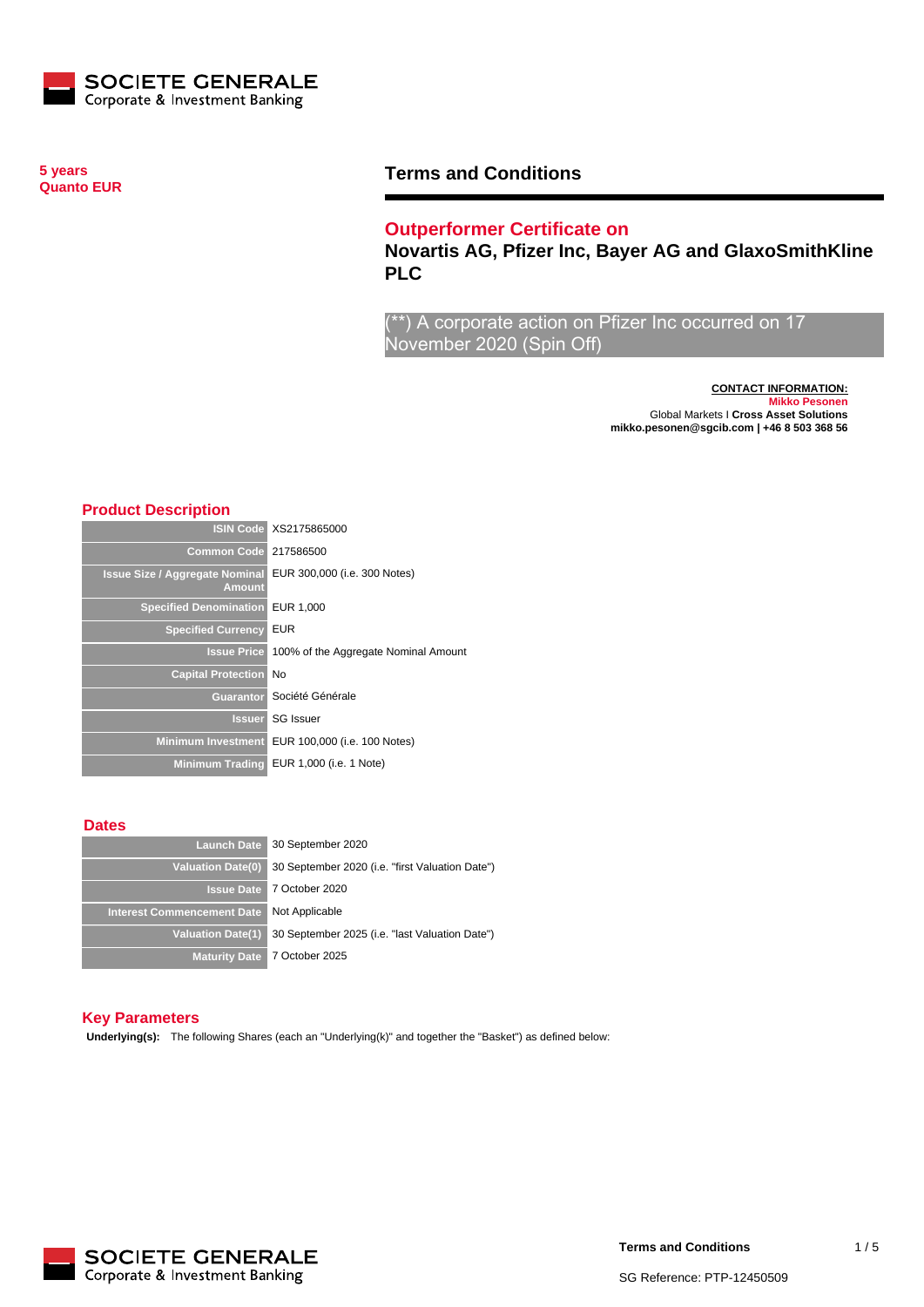**5 years**
**Quanto EUR**

# Terms and Conditions

## Outperformer Certificate on
## Novartis AG, Pfizer Inc, Bayer AG and GlaxoSmithKline PLC

(**) A corporate action on Pfizer Inc occurred on 17 November 2020 (Spin Off)

**CONTACT INFORMATION:**
**Mikko Pesonen**
Global Markets I **Cross Asset Solutions**
**mikko.pesonen@sgcib.com | +46 8 503 368 56**

## Product Description

| | |
|---|---|
| **ISIN Code** | XS2175865000 |
| **Common Code** | 217586500 |
| **Issue Size / Aggregate Nominal Amount** | EUR 300,000 (i.e. 300 Notes) |
| **Specified Denomination** | EUR 1,000 |
| **Specified Currency** | EUR |
| **Issue Price** | 100% of the Aggregate Nominal Amount |
| **Capital Protection** | No |
| **Guarantor** | Société Générale |
| **Issuer** | SG Issuer |
| **Minimum Investment** | EUR 100,000 (i.e. 100 Notes) |
| **Minimum Trading** | EUR 1,000 (i.e. 1 Note) |

## Dates

| | |
|---|---|
| **Launch Date** | 30 September 2020 |
| **Valuation Date(0)** | 30 September 2020 (i.e. "first Valuation Date") |
| **Issue Date** | 7 October 2020 |
| **Interest Commencement Date** | Not Applicable |
| **Valuation Date(1)** | 30 September 2025 (i.e. "last Valuation Date") |
| **Maturity Date** | 7 October 2025 |

## Key Parameters

**Underlying(s):** The following Shares (each an "Underlying(k)" and together the "Basket") as defined below: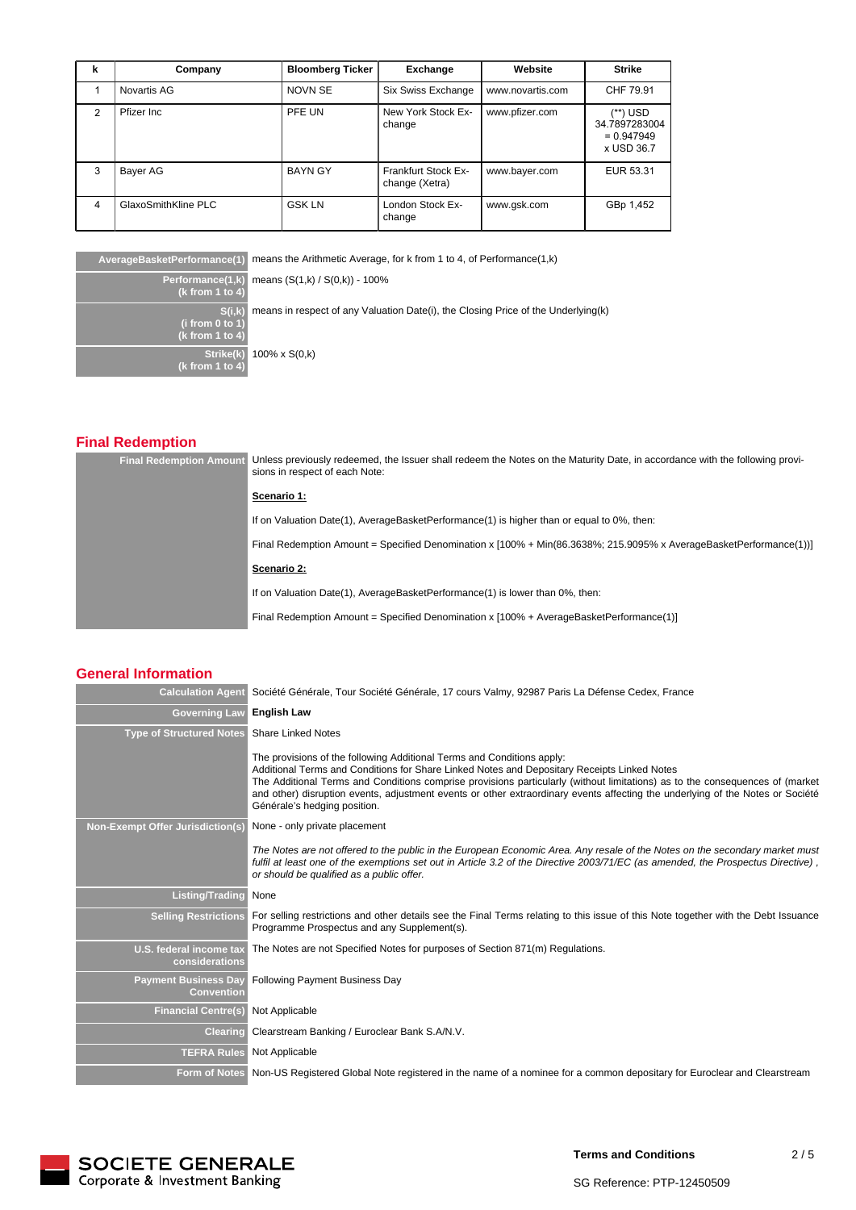| k | Company | Bloomberg Ticker | Exchange | Website | Strike |
|---|---|---|---|---|---|
| 1 | Novartis AG | NOVN SE | Six Swiss Exchange | www.novartis.com | CHF 79.91 |
| 2 | Pfizer Inc | PFE UN | New York Stock Exchange | www.pfizer.com | (**) USD 34.7897283004 = 0.947949 x USD 36.7 |
| 3 | Bayer AG | BAYN GY | Frankfurt Stock Exchange (Xetra) | www.bayer.com | EUR 53.31 |
| 4 | GlaxoSmithKline PLC | GSK LN | London Stock Exchange | www.gsk.com | GBp 1,452 |

| | |
|---|---|
| **AverageBasketPerformance(1)** | means the Arithmetic Average, for k from 1 to 4, of Performance(1,k) |
| **Performance(1,k) (k from 1 to 4)** | means (S(1,k) / S(0,k)) - 100% |
| **S(i,k) (i from 0 to 1) (k from 1 to 4)** | means in respect of any Valuation Date(i), the Closing Price of the Underlying(k) |
| **Strike(k) (k from 1 to 4)** | 100% x S(0,k) |

## Final Redemption

| | |
|---|---|
| **Final Redemption Amount** | Unless previously redeemed, the Issuer shall redeem the Notes on the Maturity Date, in accordance with the following provisions in respect of each Note:<br><br>**Scenario 1:**<br><br>If on Valuation Date(1), AverageBasketPerformance(1) is higher than or equal to 0%, then:<br><br>Final Redemption Amount = Specified Denomination x [100% + Min(86.3638%; 215.9095% x AverageBasketPerformance(1))]<br><br>**Scenario 2:**<br><br>If on Valuation Date(1), AverageBasketPerformance(1) is lower than 0%, then:<br><br>Final Redemption Amount = Specified Denomination x [100% + AverageBasketPerformance(1)] |

## General Information

| | |
|---|---|
| **Calculation Agent** | Société Générale, Tour Société Générale, 17 cours Valmy, 92987 Paris La Défense Cedex, France |
| **Governing Law** | **English Law** |
| **Type of Structured Notes** | Share Linked Notes<br><br>The provisions of the following Additional Terms and Conditions apply:<br>Additional Terms and Conditions for Share Linked Notes and Depositary Receipts Linked Notes<br>The Additional Terms and Conditions comprise provisions particularly (without limitations) as to the consequences of (market and other) disruption events, adjustment events or other extraordinary events affecting the underlying of the Notes or Société Générale's hedging position. |
| **Non-Exempt Offer Jurisdiction(s)** | None - only private placement<br><br>*The Notes are not offered to the public in the European Economic Area. Any resale of the Notes on the secondary market must fulfil at least one of the exemptions set out in Article 3.2 of the Directive 2003/71/EC (as amended, the Prospectus Directive) , or should be qualified as a public offer.* |
| **Listing/Trading** | None |
| **Selling Restrictions** | For selling restrictions and other details see the Final Terms relating to this issue of this Note together with the Debt Issuance Programme Prospectus and any Supplement(s). |
| **U.S. federal income tax considerations** | The Notes are not Specified Notes for purposes of Section 871(m) Regulations. |
| **Payment Business Day Convention** | Following Payment Business Day |
| **Financial Centre(s)** | Not Applicable |
| **Clearing** | Clearstream Banking / Euroclear Bank S.A/N.V. |
| **TEFRA Rules** | Not Applicable |
| **Form of Notes** | Non-US Registered Global Note registered in the name of a nominee for a common depositary for Euroclear and Clearstream |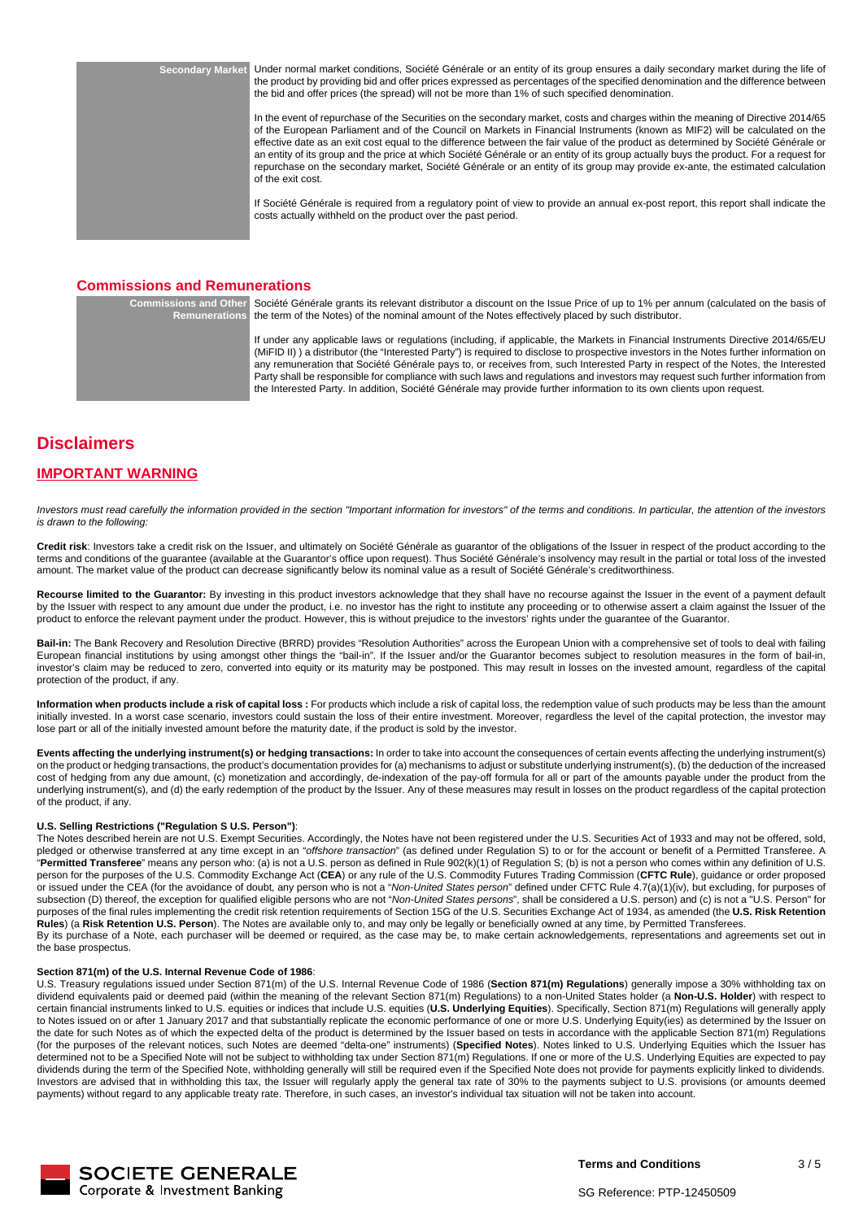| | |
|---|---|
| **Secondary Market** | Under normal market conditions, Société Générale or an entity of its group ensures a daily secondary market during the life of the product by providing bid and offer prices expressed as percentages of the specified denomination and the difference between the bid and offer prices (the spread) will not be more than 1% of such specified denomination.<br><br>In the event of repurchase of the Securities on the secondary market, costs and charges within the meaning of Directive 2014/65 of the European Parliament and of the Council on Markets in Financial Instruments (known as MIF2) will be calculated on the effective date as an exit cost equal to the difference between the fair value of the product as determined by Société Générale or an entity of its group and the price at which Société Générale or an entity of its group actually buys the product. For a request for repurchase on the secondary market, Société Générale or an entity of its group may provide ex-ante, the estimated calculation of the exit cost.<br><br>If Société Générale is required from a regulatory point of view to provide an annual ex-post report, this report shall indicate the costs actually withheld on the product over the past period. |

## Commissions and Remunerations

| | |
|---|---|
| **Commissions and Other Remunerations** | Société Générale grants its relevant distributor a discount on the Issue Price of up to 1% per annum (calculated on the basis of the term of the Notes) of the nominal amount of the Notes effectively placed by such distributor.<br><br>If under any applicable laws or regulations (including, if applicable, the Markets in Financial Instruments Directive 2014/65/EU (MiFID II) ) a distributor (the "Interested Party") is required to disclose to prospective investors in the Notes further information on any remuneration that Société Générale pays to, or receives from, such Interested Party in respect of the Notes, the Interested Party shall be responsible for compliance with such laws and regulations and investors may request such further information from the Interested Party. In addition, Société Générale may provide further information to its own clients upon request. |

# Disclaimers

## IMPORTANT WARNING

*Investors must read carefully the information provided in the section "Important information for investors" of the terms and conditions. In particular, the attention of the investors is drawn to the following:*

**Credit risk**: Investors take a credit risk on the Issuer, and ultimately on Société Générale as guarantor of the obligations of the Issuer in respect of the product according to the terms and conditions of the guarantee (available at the Guarantor's office upon request). Thus Société Générale's insolvency may result in the partial or total loss of the invested amount. The market value of the product can decrease significantly below its nominal value as a result of Société Générale's creditworthiness.

**Recourse limited to the Guarantor:** By investing in this product investors acknowledge that they shall have no recourse against the Issuer in the event of a payment default by the Issuer with respect to any amount due under the product, i.e. no investor has the right to institute any proceeding or to otherwise assert a claim against the Issuer of the product to enforce the relevant payment under the product. However, this is without prejudice to the investors' rights under the guarantee of the Guarantor.

**Bail-in:** The Bank Recovery and Resolution Directive (BRRD) provides "Resolution Authorities" across the European Union with a comprehensive set of tools to deal with failing European financial institutions by using amongst other things the "bail-in". If the Issuer and/or the Guarantor becomes subject to resolution measures in the form of bail-in, investor's claim may be reduced to zero, converted into equity or its maturity may be postponed. This may result in losses on the invested amount, regardless of the capital protection of the product, if any.

**Information when products include a risk of capital loss :** For products which include a risk of capital loss, the redemption value of such products may be less than the amount initially invested. In a worst case scenario, investors could sustain the loss of their entire investment. Moreover, regardless the level of the capital protection, the investor may lose part or all of the initially invested amount before the maturity date, if the product is sold by the investor.

**Events affecting the underlying instrument(s) or hedging transactions:** In order to take into account the consequences of certain events affecting the underlying instrument(s) on the product or hedging transactions, the product's documentation provides for (a) mechanisms to adjust or substitute underlying instrument(s), (b) the deduction of the increased cost of hedging from any due amount, (c) monetization and accordingly, de-indexation of the pay-off formula for all or part of the amounts payable under the product from the underlying instrument(s), and (d) the early redemption of the product by the Issuer. Any of these measures may result in losses on the product regardless of the capital protection of the product, if any.

**U.S. Selling Restrictions ("Regulation S U.S. Person")**:

The Notes described herein are not U.S. Exempt Securities. Accordingly, the Notes have not been registered under the U.S. Securities Act of 1933 and may not be offered, sold, pledged or otherwise transferred at any time except in an "*offshore transaction*" (as defined under Regulation S) to or for the account or benefit of a Permitted Transferee. A "**Permitted Transferee**" means any person who: (a) is not a U.S. person as defined in Rule 902(k)(1) of Regulation S; (b) is not a person who comes within any definition of U.S. person for the purposes of the U.S. Commodity Exchange Act (**CEA**) or any rule of the U.S. Commodity Futures Trading Commission (**CFTC Rule**), guidance or order proposed or issued under the CEA (for the avoidance of doubt, any person who is not a "*Non-United States person*" defined under CFTC Rule 4.7(a)(1)(iv), but excluding, for purposes of subsection (D) thereof, the exception for qualified eligible persons who are not "*Non-United States persons*", shall be considered a U.S. person) and (c) is not a "U.S. Person" for purposes of the final rules implementing the credit risk retention requirements of Section 15G of the U.S. Securities Exchange Act of 1934, as amended (the **U.S. Risk Retention Rules**) (a **Risk Retention U.S. Person**). The Notes are available only to, and may only be legally or beneficially owned at any time, by Permitted Transferees.

By its purchase of a Note, each purchaser will be deemed or required, as the case may be, to make certain acknowledgements, representations and agreements set out in the base prospectus.

**Section 871(m) of the U.S. Internal Revenue Code of 1986**:

U.S. Treasury regulations issued under Section 871(m) of the U.S. Internal Revenue Code of 1986 (**Section 871(m) Regulations**) generally impose a 30% withholding tax on dividend equivalents paid or deemed paid (within the meaning of the relevant Section 871(m) Regulations) to a non-United States holder (a **Non-U.S. Holder**) with respect to certain financial instruments linked to U.S. equities or indices that include U.S. equities (**U.S. Underlying Equities**). Specifically, Section 871(m) Regulations will generally apply to Notes issued on or after 1 January 2017 and that substantially replicate the economic performance of one or more U.S. Underlying Equity(ies) as determined by the Issuer on the date for such Notes as of which the expected delta of the product is determined by the Issuer based on tests in accordance with the applicable Section 871(m) Regulations (for the purposes of the relevant notices, such Notes are deemed "delta-one" instruments) (**Specified Notes**). Notes linked to U.S. Underlying Equities which the Issuer has determined not to be a Specified Note will not be subject to withholding tax under Section 871(m) Regulations. If one or more of the U.S. Underlying Equities are expected to pay dividends during the term of the Specified Note, withholding generally will still be required even if the Specified Note does not provide for payments explicitly linked to dividends. Investors are advised that in withholding this tax, the Issuer will regularly apply the general tax rate of 30% to the payments subject to U.S. provisions (or amounts deemed payments) without regard to any applicable treaty rate. Therefore, in such cases, an investor's individual tax situation will not be taken into account.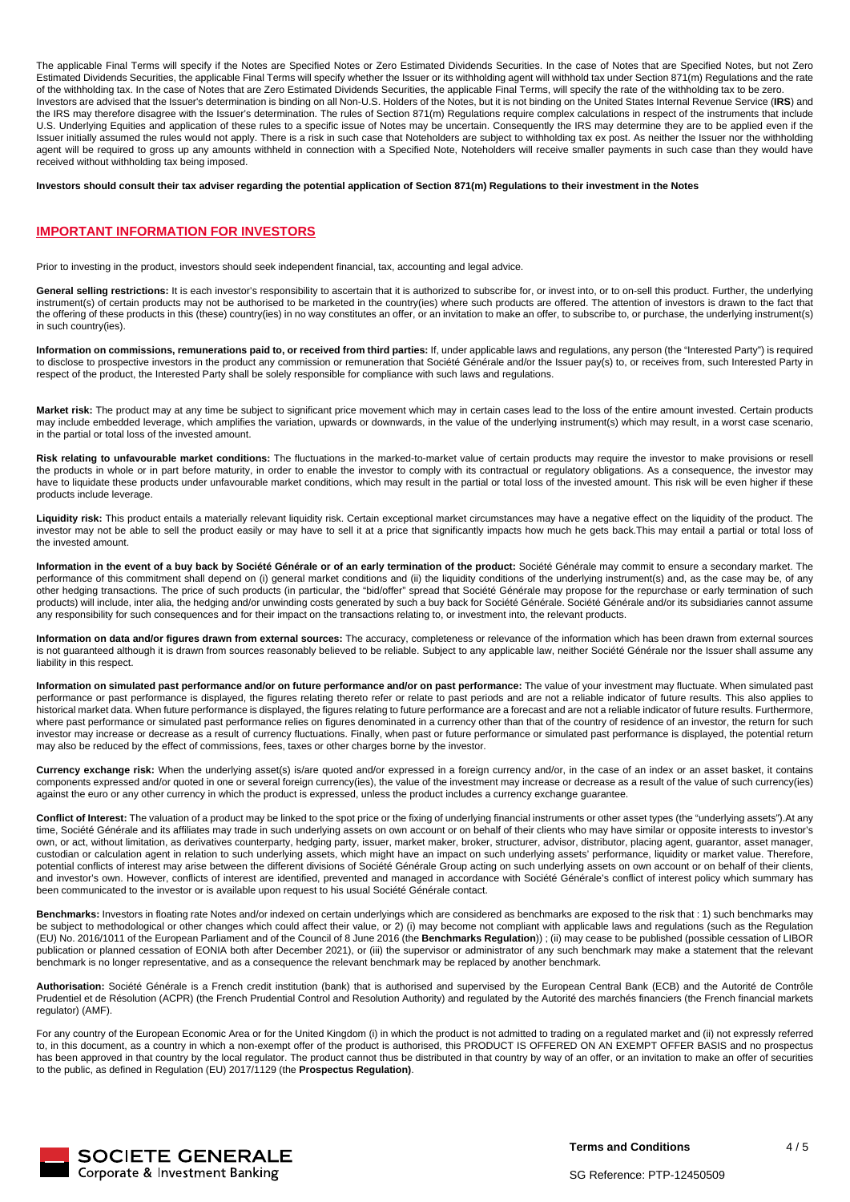The applicable Final Terms will specify if the Notes are Specified Notes or Zero Estimated Dividends Securities. In the case of Notes that are Specified Notes, but not Zero Estimated Dividends Securities, the applicable Final Terms will specify whether the Issuer or its withholding agent will withhold tax under Section 871(m) Regulations and the rate of the withholding tax. In the case of Notes that are Zero Estimated Dividends Securities, the applicable Final Terms, will specify the rate of the withholding tax to be zero.
Investors are advised that the Issuer's determination is binding on all Non-U.S. Holders of the Notes, but it is not binding on the United States Internal Revenue Service (**IRS**) and the IRS may therefore disagree with the Issuer's determination. The rules of Section 871(m) Regulations require complex calculations in respect of the instruments that include U.S. Underlying Equities and application of these rules to a specific issue of Notes may be uncertain. Consequently the IRS may determine they are to be applied even if the Issuer initially assumed the rules would not apply. There is a risk in such case that Noteholders are subject to withholding tax ex post. As neither the Issuer nor the withholding agent will be required to gross up any amounts withheld in connection with a Specified Note, Noteholders will receive smaller payments in such case than they would have received without withholding tax being imposed.

**Investors should consult their tax adviser regarding the potential application of Section 871(m) Regulations to their investment in the Notes**

## IMPORTANT INFORMATION FOR INVESTORS

Prior to investing in the product, investors should seek independent financial, tax, accounting and legal advice.

**General selling restrictions:** It is each investor's responsibility to ascertain that it is authorized to subscribe for, or invest into, or to on-sell this product. Further, the underlying instrument(s) of certain products may not be authorised to be marketed in the country(ies) where such products are offered. The attention of investors is drawn to the fact that the offering of these products in this (these) country(ies) in no way constitutes an offer, or an invitation to make an offer, to subscribe to, or purchase, the underlying instrument(s) in such country(ies).

**Information on commissions, remunerations paid to, or received from third parties:** If, under applicable laws and regulations, any person (the "Interested Party") is required to disclose to prospective investors in the product any commission or remuneration that Société Générale and/or the Issuer pay(s) to, or receives from, such Interested Party in respect of the product, the Interested Party shall be solely responsible for compliance with such laws and regulations.

**Market risk:** The product may at any time be subject to significant price movement which may in certain cases lead to the loss of the entire amount invested. Certain products may include embedded leverage, which amplifies the variation, upwards or downwards, in the value of the underlying instrument(s) which may result, in a worst case scenario, in the partial or total loss of the invested amount.

**Risk relating to unfavourable market conditions:** The fluctuations in the marked-to-market value of certain products may require the investor to make provisions or resell the products in whole or in part before maturity, in order to enable the investor to comply with its contractual or regulatory obligations. As a consequence, the investor may have to liquidate these products under unfavourable market conditions, which may result in the partial or total loss of the invested amount. This risk will be even higher if these products include leverage.

**Liquidity risk:** This product entails a materially relevant liquidity risk. Certain exceptional market circumstances may have a negative effect on the liquidity of the product. The investor may not be able to sell the product easily or may have to sell it at a price that significantly impacts how much he gets back.This may entail a partial or total loss of the invested amount.

**Information in the event of a buy back by Société Générale or of an early termination of the product:** Société Générale may commit to ensure a secondary market. The performance of this commitment shall depend on (i) general market conditions and (ii) the liquidity conditions of the underlying instrument(s) and, as the case may be, of any other hedging transactions. The price of such products (in particular, the "bid/offer" spread that Société Générale may propose for the repurchase or early termination of such products) will include, inter alia, the hedging and/or unwinding costs generated by such a buy back for Société Générale. Société Générale and/or its subsidiaries cannot assume any responsibility for such consequences and for their impact on the transactions relating to, or investment into, the relevant products.

**Information on data and/or figures drawn from external sources:** The accuracy, completeness or relevance of the information which has been drawn from external sources is not guaranteed although it is drawn from sources reasonably believed to be reliable. Subject to any applicable law, neither Société Générale nor the Issuer shall assume any liability in this respect.

**Information on simulated past performance and/or on future performance and/or on past performance:** The value of your investment may fluctuate. When simulated past performance or past performance is displayed, the figures relating thereto refer or relate to past periods and are not a reliable indicator of future results. This also applies to historical market data. When future performance is displayed, the figures relating to future performance are a forecast and are not a reliable indicator of future results. Furthermore, where past performance or simulated past performance relies on figures denominated in a currency other than that of the country of residence of an investor, the return for such investor may increase or decrease as a result of currency fluctuations. Finally, when past or future performance or simulated past performance is displayed, the potential return may also be reduced by the effect of commissions, fees, taxes or other charges borne by the investor.

**Currency exchange risk:** When the underlying asset(s) is/are quoted and/or expressed in a foreign currency and/or, in the case of an index or an asset basket, it contains components expressed and/or quoted in one or several foreign currency(ies), the value of the investment may increase or decrease as a result of the value of such currency(ies) against the euro or any other currency in which the product is expressed, unless the product includes a currency exchange guarantee.

**Conflict of Interest:** The valuation of a product may be linked to the spot price or the fixing of underlying financial instruments or other asset types (the "underlying assets").At any time, Société Générale and its affiliates may trade in such underlying assets on own account or on behalf of their clients who may have similar or opposite interests to investor's own, or act, without limitation, as derivatives counterparty, hedging party, issuer, market maker, broker, structurer, advisor, distributor, placing agent, guarantor, asset manager, custodian or calculation agent in relation to such underlying assets, which might have an impact on such underlying assets' performance, liquidity or market value. Therefore, potential conflicts of interest may arise between the different divisions of Société Générale Group acting on such underlying assets on own account or on behalf of their clients, and investor's own. However, conflicts of interest are identified, prevented and managed in accordance with Société Générale's conflict of interest policy which summary has been communicated to the investor or is available upon request to his usual Société Générale contact.

**Benchmarks:** Investors in floating rate Notes and/or indexed on certain underlyings which are considered as benchmarks are exposed to the risk that : 1) such benchmarks may be subject to methodological or other changes which could affect their value, or 2) (i) may become not compliant with applicable laws and regulations (such as the Regulation (EU) No. 2016/1011 of the European Parliament and of the Council of 8 June 2016 (the **Benchmarks Regulation**)) ; (ii) may cease to be published (possible cessation of LIBOR publication or planned cessation of EONIA both after December 2021), or (iii) the supervisor or administrator of any such benchmark may make a statement that the relevant benchmark is no longer representative, and as a consequence the relevant benchmark may be replaced by another benchmark.

**Authorisation:** Société Générale is a French credit institution (bank) that is authorised and supervised by the European Central Bank (ECB) and the Autorité de Contrôle Prudentiel et de Résolution (ACPR) (the French Prudential Control and Resolution Authority) and regulated by the Autorité des marchés financiers (the French financial markets regulator) (AMF).

For any country of the European Economic Area or for the United Kingdom (i) in which the product is not admitted to trading on a regulated market and (ii) not expressly referred to, in this document, as a country in which a non-exempt offer of the product is authorised, this PRODUCT IS OFFERED ON AN EXEMPT OFFER BASIS and no prospectus has been approved in that country by the local regulator. The product cannot thus be distributed in that country by way of an offer, or an invitation to make an offer of securities to the public, as defined in Regulation (EU) 2017/1129 (the **Prospectus Regulation)**.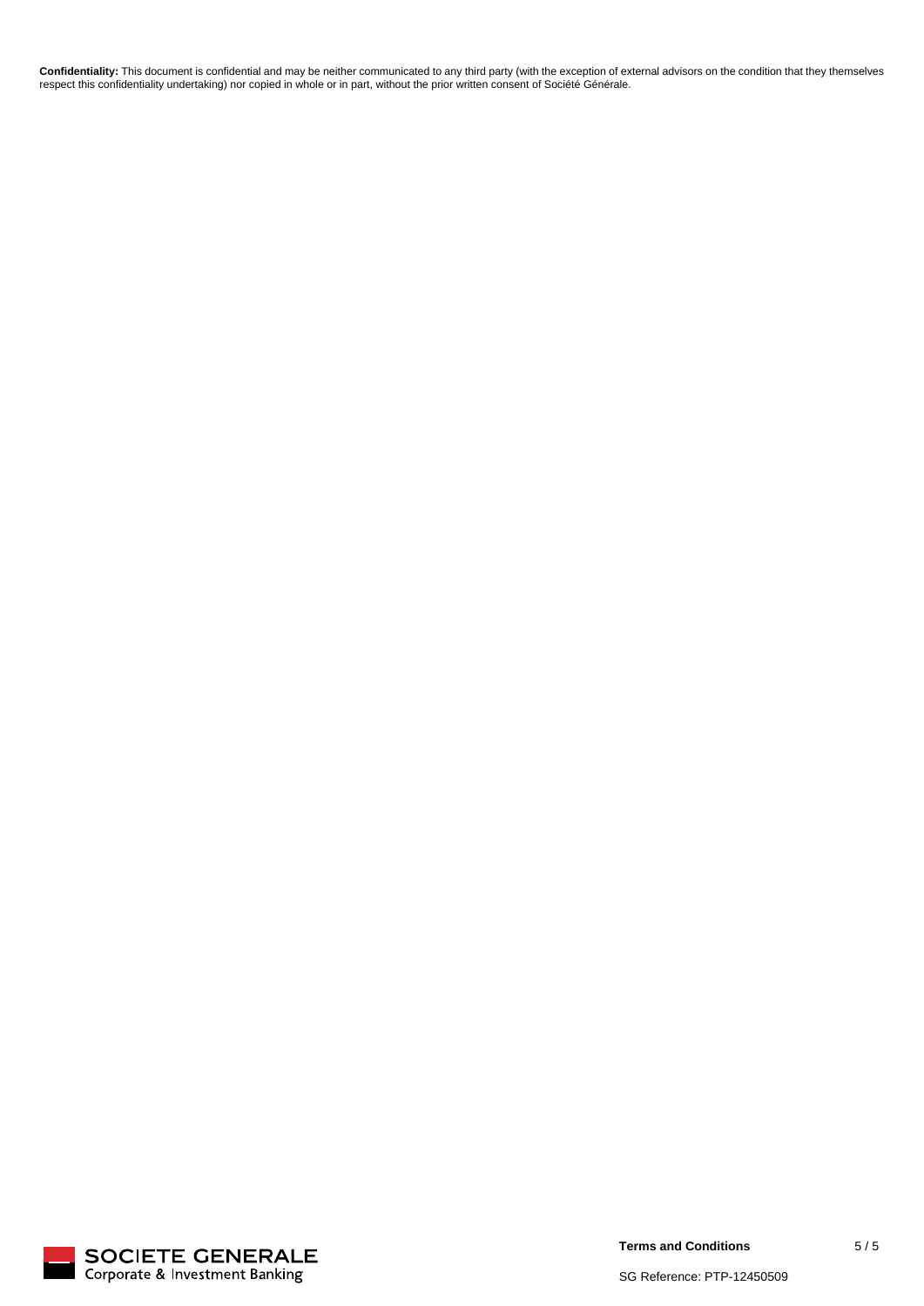**Confidentiality:** This document is confidential and may be neither communicated to any third party (with the exception of external advisors on the condition that they themselves respect this confidentiality undertaking) nor copied in whole or in part, without the prior written consent of Société Générale.